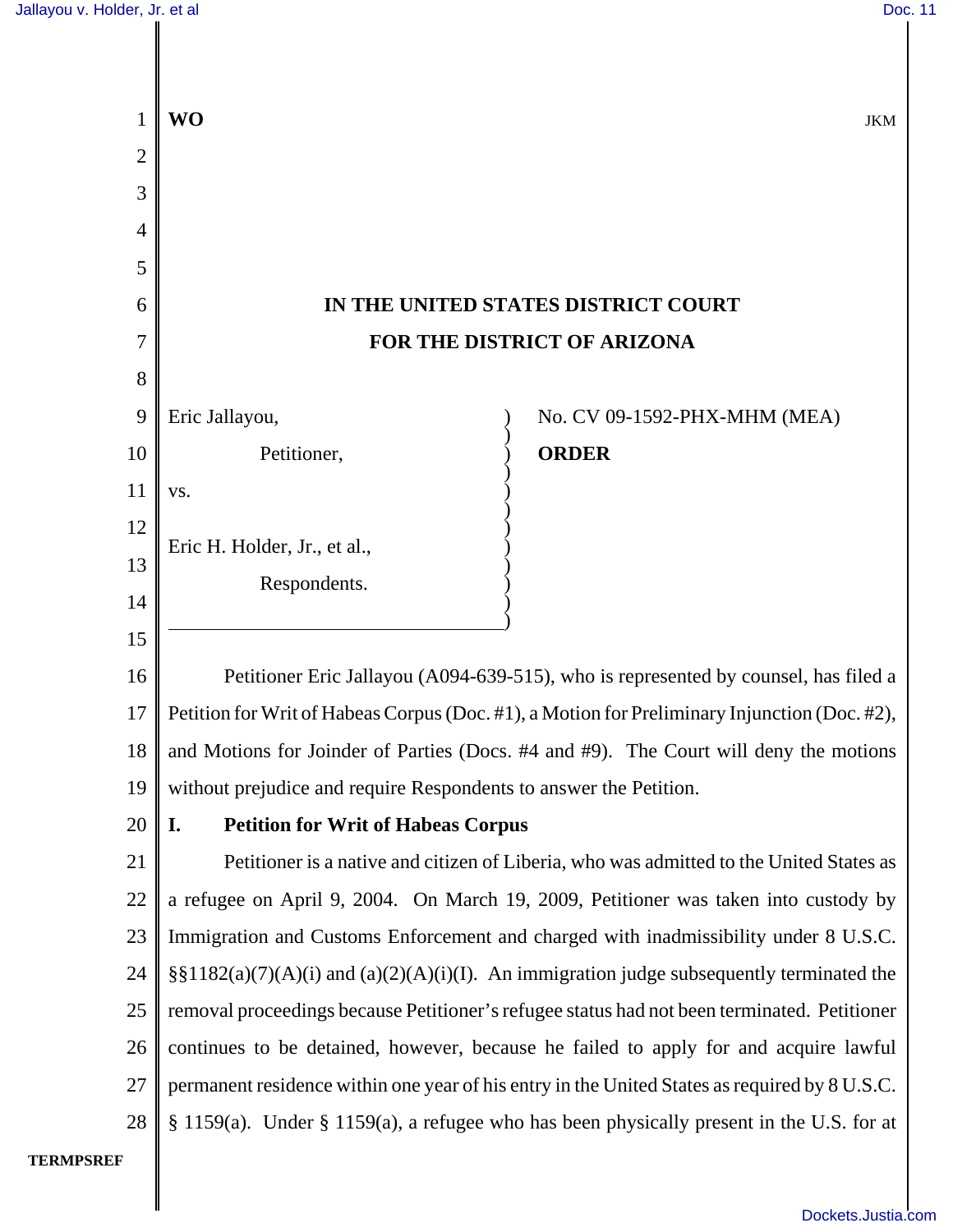**WO** JKM

# IN THE UNITED STATES DISTRICT COURT
# FOR THE DISTRICT OF ARIZONA

Eric Jallayou,

Petitioner,

vs.

Eric H. Holder, Jr., et al.,

Respondents.

No. CV 09-1592-PHX-MHM (MEA)

**ORDER**

Petitioner Eric Jallayou (A094-639-515), who is represented by counsel, has filed a Petition for Writ of Habeas Corpus (Doc. #1), a Motion for Preliminary Injunction (Doc. #2), and Motions for Joinder of Parties (Docs. #4 and #9). The Court will deny the motions without prejudice and require Respondents to answer the Petition.

## I. Petition for Writ of Habeas Corpus

Petitioner is a native and citizen of Liberia, who was admitted to the United States as a refugee on April 9, 2004. On March 19, 2009, Petitioner was taken into custody by Immigration and Customs Enforcement and charged with inadmissibility under 8 U.S.C. §§1182(a)(7)(A)(i) and (a)(2)(A)(i)(I). An immigration judge subsequently terminated the removal proceedings because Petitioner's refugee status had not been terminated. Petitioner continues to be detained, however, because he failed to apply for and acquire lawful permanent residence within one year of his entry in the United States as required by 8 U.S.C. § 1159(a). Under § 1159(a), a refugee who has been physically present in the U.S. for at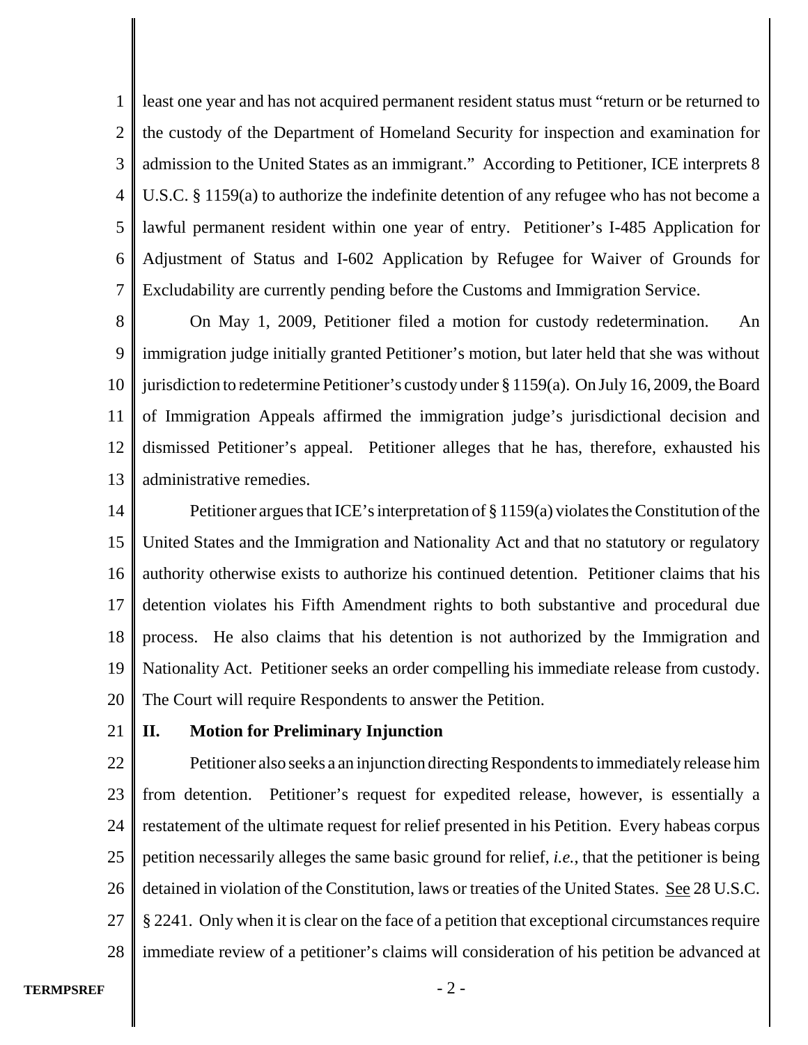least one year and has not acquired permanent resident status must "return or be returned to the custody of the Department of Homeland Security for inspection and examination for admission to the United States as an immigrant." According to Petitioner, ICE interprets 8 U.S.C. § 1159(a) to authorize the indefinite detention of any refugee who has not become a lawful permanent resident within one year of entry. Petitioner's I-485 Application for Adjustment of Status and I-602 Application by Refugee for Waiver of Grounds for Excludability are currently pending before the Customs and Immigration Service.

On May 1, 2009, Petitioner filed a motion for custody redetermination. An immigration judge initially granted Petitioner's motion, but later held that she was without jurisdiction to redetermine Petitioner's custody under § 1159(a). On July 16, 2009, the Board of Immigration Appeals affirmed the immigration judge's jurisdictional decision and dismissed Petitioner's appeal. Petitioner alleges that he has, therefore, exhausted his administrative remedies.

Petitioner argues that ICE's interpretation of § 1159(a) violates the Constitution of the United States and the Immigration and Nationality Act and that no statutory or regulatory authority otherwise exists to authorize his continued detention. Petitioner claims that his detention violates his Fifth Amendment rights to both substantive and procedural due process. He also claims that his detention is not authorized by the Immigration and Nationality Act. Petitioner seeks an order compelling his immediate release from custody. The Court will require Respondents to answer the Petition.

## II. Motion for Preliminary Injunction

Petitioner also seeks a an injunction directing Respondents to immediately release him from detention. Petitioner's request for expedited release, however, is essentially a restatement of the ultimate request for relief presented in his Petition. Every habeas corpus petition necessarily alleges the same basic ground for relief, *i.e.*, that the petitioner is being detained in violation of the Constitution, laws or treaties of the United States. See 28 U.S.C. § 2241. Only when it is clear on the face of a petition that exceptional circumstances require immediate review of a petitioner's claims will consideration of his petition be advanced at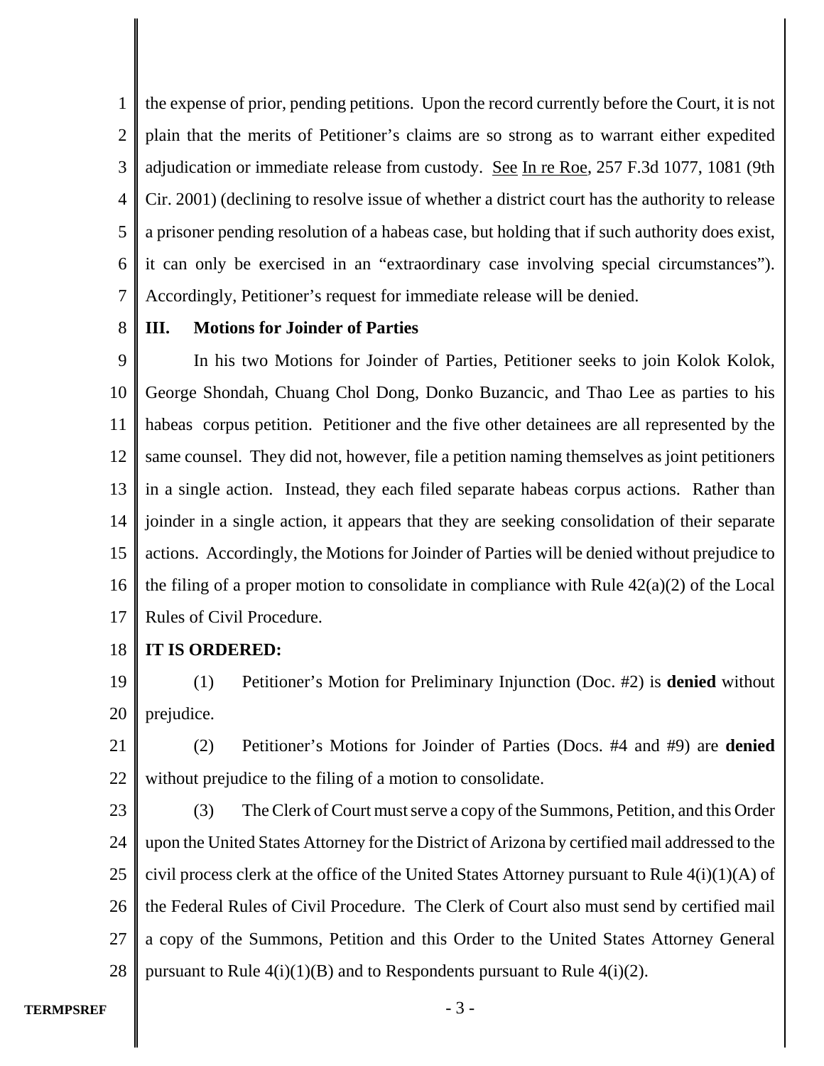the expense of prior, pending petitions. Upon the record currently before the Court, it is not plain that the merits of Petitioner's claims are so strong as to warrant either expedited adjudication or immediate release from custody. See In re Roe, 257 F.3d 1077, 1081 (9th Cir. 2001) (declining to resolve issue of whether a district court has the authority to release a prisoner pending resolution of a habeas case, but holding that if such authority does exist, it can only be exercised in an "extraordinary case involving special circumstances"). Accordingly, Petitioner's request for immediate release will be denied.

## III. Motions for Joinder of Parties

In his two Motions for Joinder of Parties, Petitioner seeks to join Kolok Kolok, George Shondah, Chuang Chol Dong, Donko Buzancic, and Thao Lee as parties to his habeas corpus petition. Petitioner and the five other detainees are all represented by the same counsel. They did not, however, file a petition naming themselves as joint petitioners in a single action. Instead, they each filed separate habeas corpus actions. Rather than joinder in a single action, it appears that they are seeking consolidation of their separate actions. Accordingly, the Motions for Joinder of Parties will be denied without prejudice to the filing of a proper motion to consolidate in compliance with Rule 42(a)(2) of the Local Rules of Civil Procedure.

**IT IS ORDERED:**

(1) Petitioner's Motion for Preliminary Injunction (Doc. #2) is **denied** without prejudice.

(2) Petitioner's Motions for Joinder of Parties (Docs. #4 and #9) are **denied** without prejudice to the filing of a motion to consolidate.

(3) The Clerk of Court must serve a copy of the Summons, Petition, and this Order upon the United States Attorney for the District of Arizona by certified mail addressed to the civil process clerk at the office of the United States Attorney pursuant to Rule 4(i)(1)(A) of the Federal Rules of Civil Procedure. The Clerk of Court also must send by certified mail a copy of the Summons, Petition and this Order to the United States Attorney General pursuant to Rule 4(i)(1)(B) and to Respondents pursuant to Rule 4(i)(2).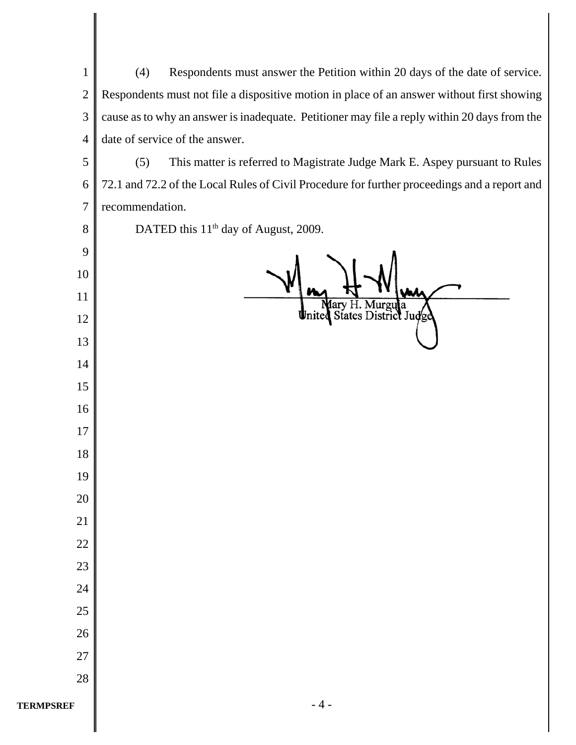(4) Respondents must answer the Petition within 20 days of the date of service. Respondents must not file a dispositive motion in place of an answer without first showing cause as to why an answer is inadequate. Petitioner may file a reply within 20 days from the date of service of the answer.

(5) This matter is referred to Magistrate Judge Mark E. Aspey pursuant to Rules 72.1 and 72.2 of the Local Rules of Civil Procedure for further proceedings and a report and recommendation.

DATED this 11th day of August, 2009.

Mary H. Murguia
United States District Judge

TERMPSREF